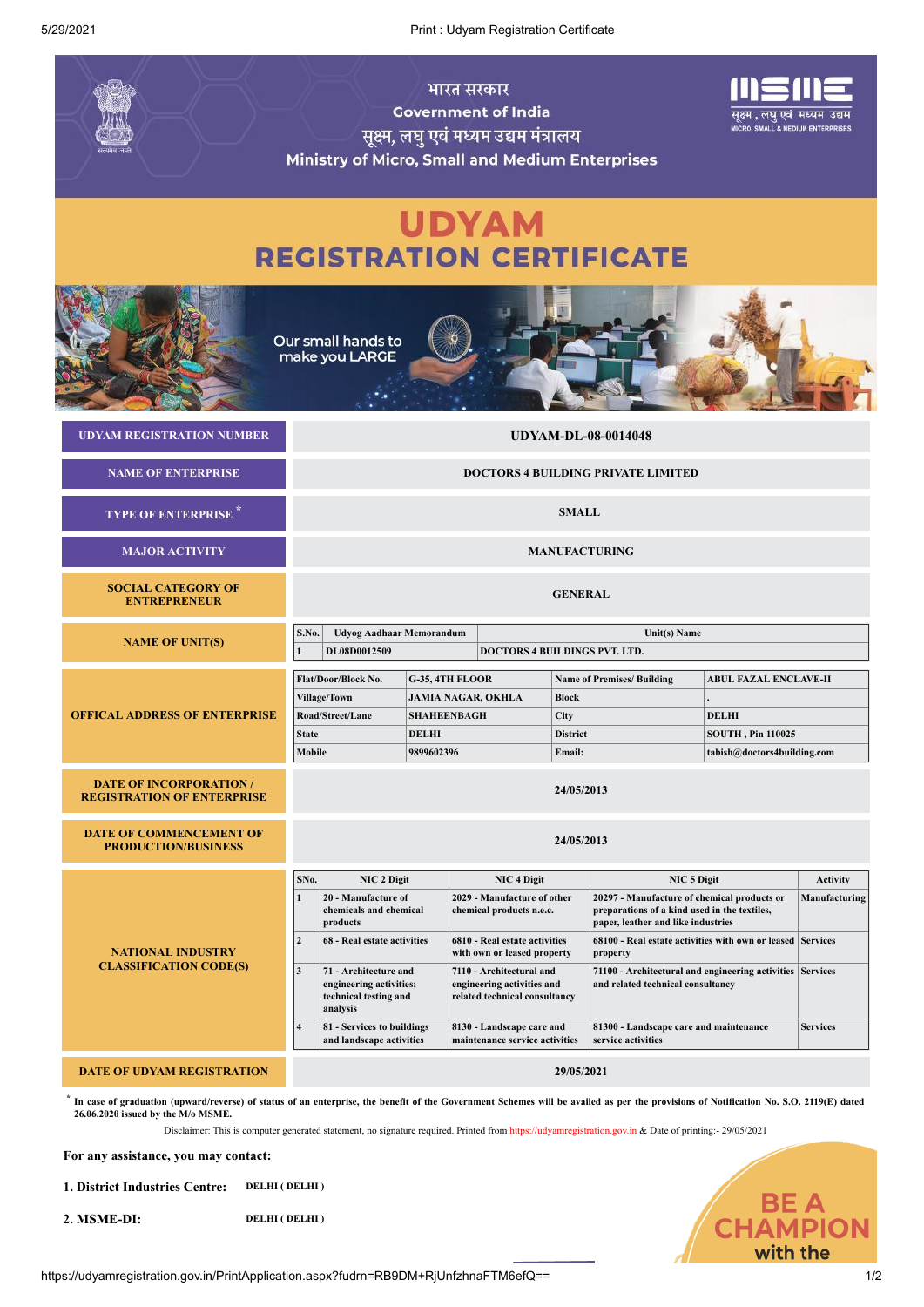भारत सरकार

Government of India

सूक्ष्म, लघु एवं मध्यम उद्यम मंत्रालय

Ministry of Micro, Small and Medium Enterprises

# UDYAM
# REGISTRATION CERTIFICATE

Our small hands to make you LARGE

| | |
|---|---|
| **UDYAM REGISTRATION NUMBER** | **UDYAM-DL-08-0014048** |
| **NAME OF ENTERPRISE** | **DOCTORS 4 BUILDING PRIVATE LIMITED** |
| **TYPE OF ENTERPRISE** * | **SMALL** |
| **MAJOR ACTIVITY** | **MANUFACTURING** |
| **SOCIAL CATEGORY OF ENTREPRENEUR** | **GENERAL** |

**NAME OF UNIT(S)**

| S.No. | Udyog Aadhaar Memorandum | Unit(s) Name |
|---|---|---|
| 1 | DL08D0012509 | DOCTORS 4 BUILDINGS PVT. LTD. |

**OFFICAL ADDRESS OF ENTERPRISE**

| | | | |
|---|---|---|---|
| Flat/Door/Block No. | G-35, 4TH FLOOR | Name of Premises/ Building | ABUL FAZAL ENCLAVE-II |
| Village/Town | JAMIA NAGAR, OKHLA | Block | . |
| Road/Street/Lane | SHAHEENBAGH | City | DELHI |
| State | DELHI | District | SOUTH , Pin 110025 |
| Mobile | 9899602396 | Email: | tabish@doctors4building.com |

| | |
|---|---|
| **DATE OF INCORPORATION / REGISTRATION OF ENTERPRISE** | **24/05/2013** |
| **DATE OF COMMENCEMENT OF PRODUCTION/BUSINESS** | **24/05/2013** |

**NATIONAL INDUSTRY CLASSIFICATION CODE(S)**

| SNo. | NIC 2 Digit | NIC 4 Digit | NIC 5 Digit | Activity |
|---|---|---|---|---|
| 1 | 20 - Manufacture of chemicals and chemical products | 2029 - Manufacture of other chemical products n.e.c. | 20297 - Manufacture of chemical products or preparations of a kind used in the textiles, paper, leather and like industries | Manufacturing |
| 2 | 68 - Real estate activities | 6810 - Real estate activities with own or leased property | 68100 - Real estate activities with own or leased property | Services |
| 3 | 71 - Architecture and engineering activities; technical testing and analysis | 7110 - Architectural and engineering activities and related technical consultancy | 71100 - Architectural and engineering activities and related technical consultancy | Services |
| 4 | 81 - Services to buildings and landscape activities | 8130 - Landscape care and maintenance service activities | 81300 - Landscape care and maintenance service activities | Services |

| | |
|---|---|
| **DATE OF UDYAM REGISTRATION** | **29/05/2021** |

* **In case of graduation (upward/reverse) of status of an enterprise, the benefit of the Government Schemes will be availed as per the provisions of Notification No. S.O. 2119(E) dated 26.06.2020 issued by the M/o MSME.**

Disclaimer: This is computer generated statement, no signature required. Printed from https://udyamregistration.gov.in & Date of printing:- 29/05/2021

**For any assistance, you may contact:**

1. **District Industries Centre:** DELHI ( DELHI )

2. **MSME-DI:** DELHI ( DELHI )

BE A CHAMPION with the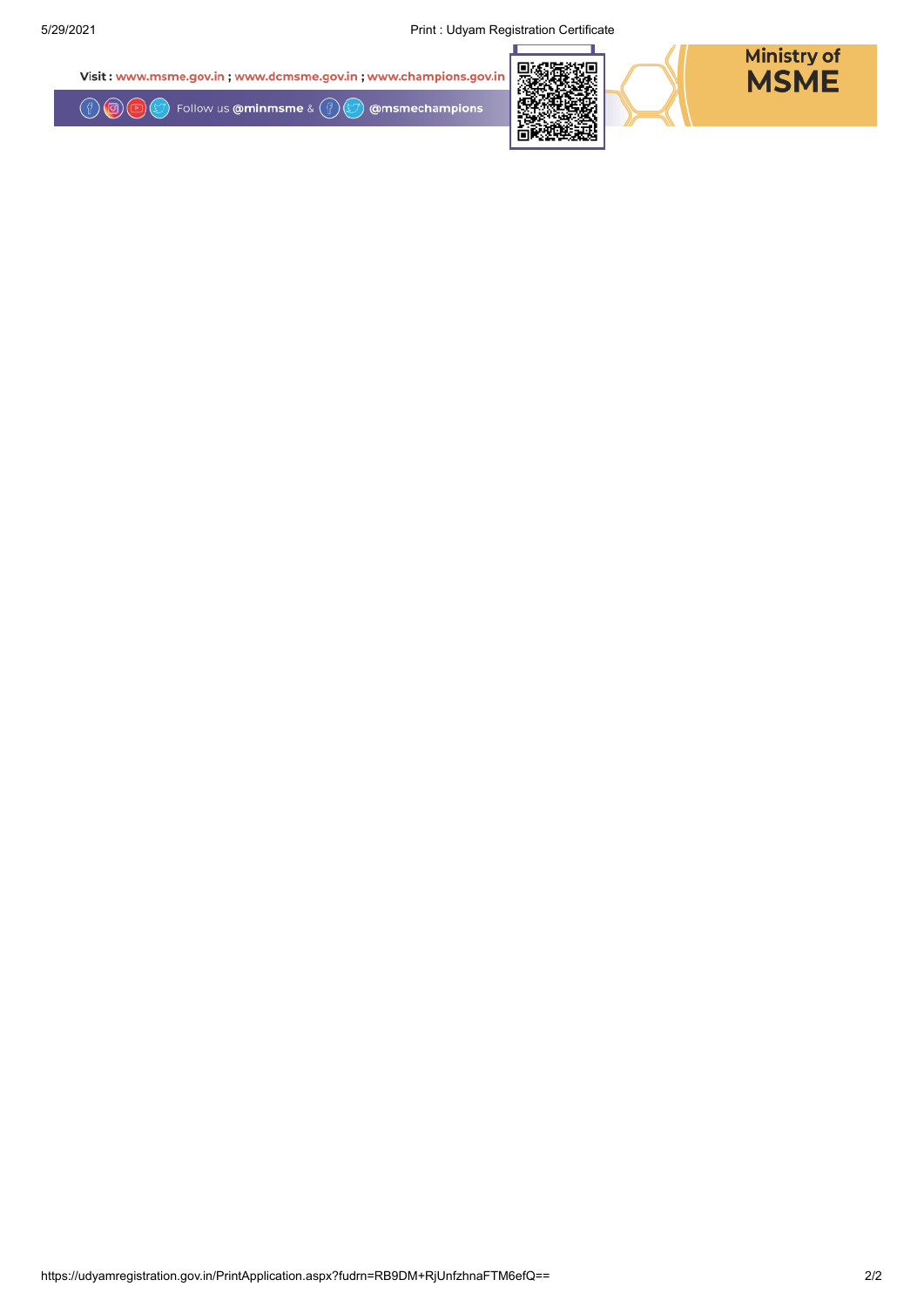Visit : www.msme.gov.in ; www.dcmsme.gov.in ; www.champions.gov.in

Follow us @minmsme & @msmechampions

Ministry of
MSME